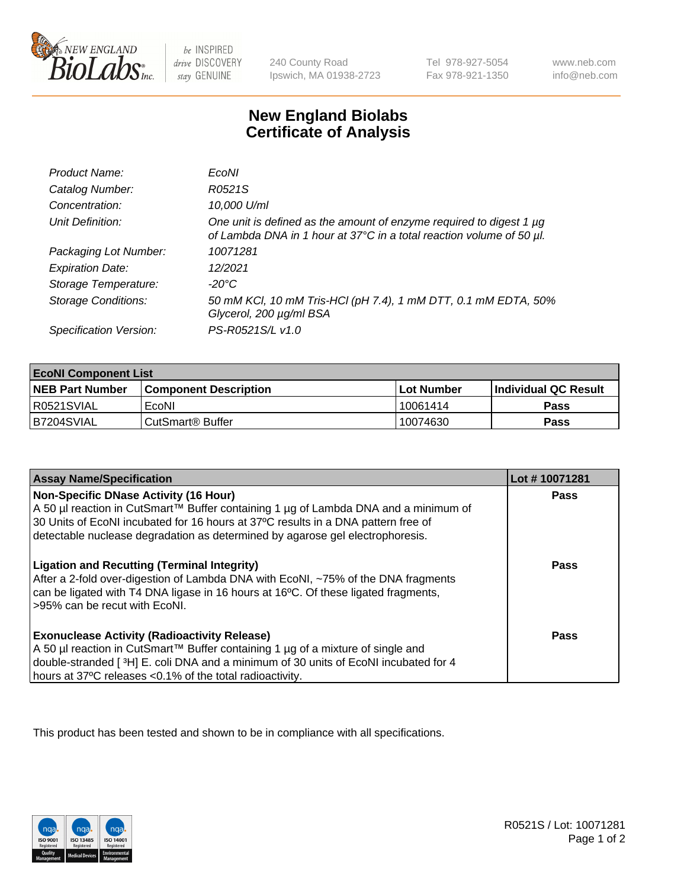# New England Biolabs Certificate of Analysis

| | |
|---|---|
| *Product Name:* | *EcoNI* |
| *Catalog Number:* | *R0521S* |
| *Concentration:* | *10,000 U/ml* |
| *Unit Definition:* | *One unit is defined as the amount of enzyme required to digest 1 µg of Lambda DNA in 1 hour at 37°C in a total reaction volume of 50 µl.* |
| *Packaging Lot Number:* | *10071281* |
| *Expiration Date:* | *12/2021* |
| *Storage Temperature:* | *-20°C* |
| *Storage Conditions:* | *50 mM KCl, 10 mM Tris-HCl (pH 7.4), 1 mM DTT, 0.1 mM EDTA, 50% Glycerol, 200 µg/ml BSA* |
| *Specification Version:* | *PS-R0521S/L v1.0* |

| EcoNI Component List | | | |
|---|---|---|---|
| **NEB Part Number** | **Component Description** | **Lot Number** | **Individual QC Result** |
| R0521SVIAL | EcoNI | 10061414 | **Pass** |
| B7204SVIAL | CutSmart® Buffer | 10074630 | **Pass** |

| Assay Name/Specification | Lot # 10071281 |
|---|---|
| **Non-Specific DNase Activity (16 Hour)**<br>A 50 µl reaction in CutSmart™ Buffer containing 1 µg of Lambda DNA and a minimum of 30 Units of EcoNI incubated for 16 hours at 37ºC results in a DNA pattern free of detectable nuclease degradation as determined by agarose gel electrophoresis. | **Pass** |
| **Ligation and Recutting (Terminal Integrity)**<br>After a 2-fold over-digestion of Lambda DNA with EcoNI, ~75% of the DNA fragments can be ligated with T4 DNA ligase in 16 hours at 16ºC. Of these ligated fragments, >95% can be recut with EcoNI. | **Pass** |
| **Exonuclease Activity (Radioactivity Release)**<br>A 50 µl reaction in CutSmart™ Buffer containing 1 µg of a mixture of single and double-stranded [ $^{3}$H] E. coli DNA and a minimum of 30 units of EcoNI incubated for 4 hours at 37ºC releases <0.1% of the total radioactivity. | **Pass** |

This product has been tested and shown to be in compliance with all specifications.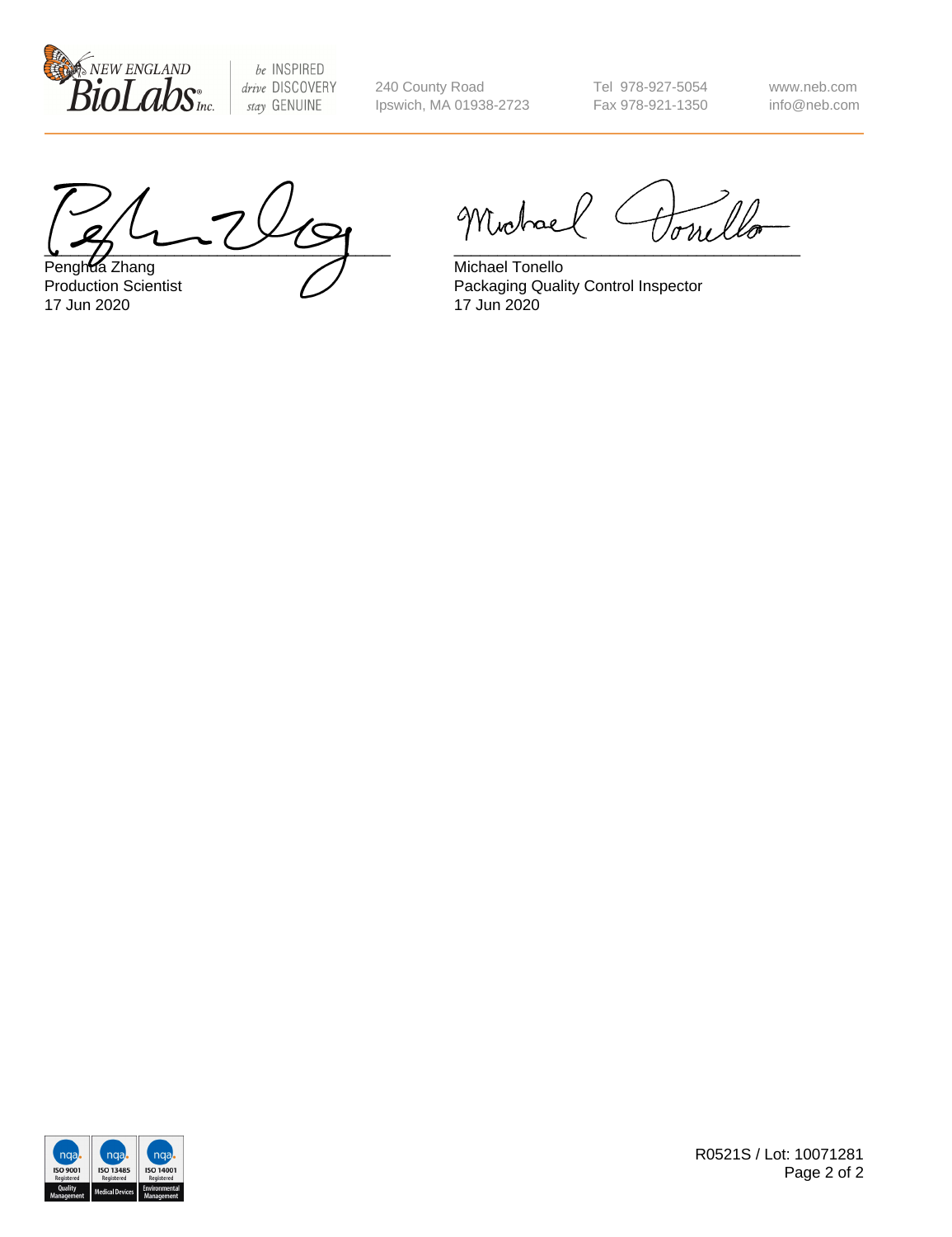Penghua Zhang
Production Scientist
17 Jun 2020

Michael Tonello
Packaging Quality Control Inspector
17 Jun 2020

R0521S / Lot: 10071281